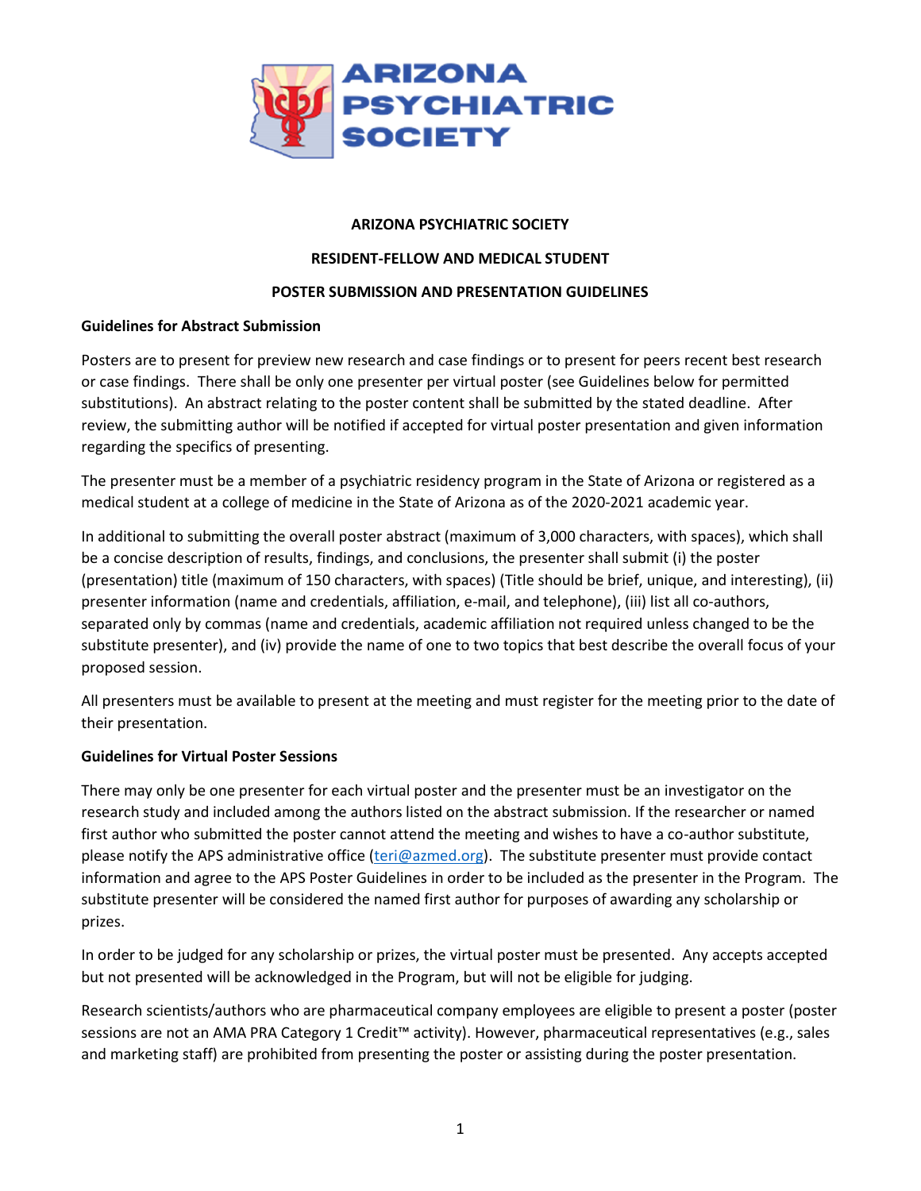# ARIZONA PSYCHIATRIC SOCIETY

## RESIDENT-FELLOW AND MEDICAL STUDENT

## POSTER SUBMISSION AND PRESENTATION GUIDELINES

**Guidelines for Abstract Submission**

Posters are to present for preview new research and case findings or to present for peers recent best research or case findings. There shall be only one presenter per virtual poster (see Guidelines below for permitted substitutions). An abstract relating to the poster content shall be submitted by the stated deadline. After review, the submitting author will be notified if accepted for virtual poster presentation and given information regarding the specifics of presenting.

The presenter must be a member of a psychiatric residency program in the State of Arizona or registered as a medical student at a college of medicine in the State of Arizona as of the 2020-2021 academic year.

In additional to submitting the overall poster abstract (maximum of 3,000 characters, with spaces), which shall be a concise description of results, findings, and conclusions, the presenter shall submit (i) the poster (presentation) title (maximum of 150 characters, with spaces) (Title should be brief, unique, and interesting), (ii) presenter information (name and credentials, affiliation, e-mail, and telephone), (iii) list all co-authors, separated only by commas (name and credentials, academic affiliation not required unless changed to be the substitute presenter), and (iv) provide the name of one to two topics that best describe the overall focus of your proposed session.

All presenters must be available to present at the meeting and must register for the meeting prior to the date of their presentation.

**Guidelines for Virtual Poster Sessions**

There may only be one presenter for each virtual poster and the presenter must be an investigator on the research study and included among the authors listed on the abstract submission. If the researcher or named first author who submitted the poster cannot attend the meeting and wishes to have a co-author substitute, please notify the APS administrative office (teri@azmed.org). The substitute presenter must provide contact information and agree to the APS Poster Guidelines in order to be included as the presenter in the Program. The substitute presenter will be considered the named first author for purposes of awarding any scholarship or prizes.

In order to be judged for any scholarship or prizes, the virtual poster must be presented. Any accepts accepted but not presented will be acknowledged in the Program, but will not be eligible for judging.

Research scientists/authors who are pharmaceutical company employees are eligible to present a poster (poster sessions are not an AMA PRA Category 1 Credit™ activity). However, pharmaceutical representatives (e.g., sales and marketing staff) are prohibited from presenting the poster or assisting during the poster presentation.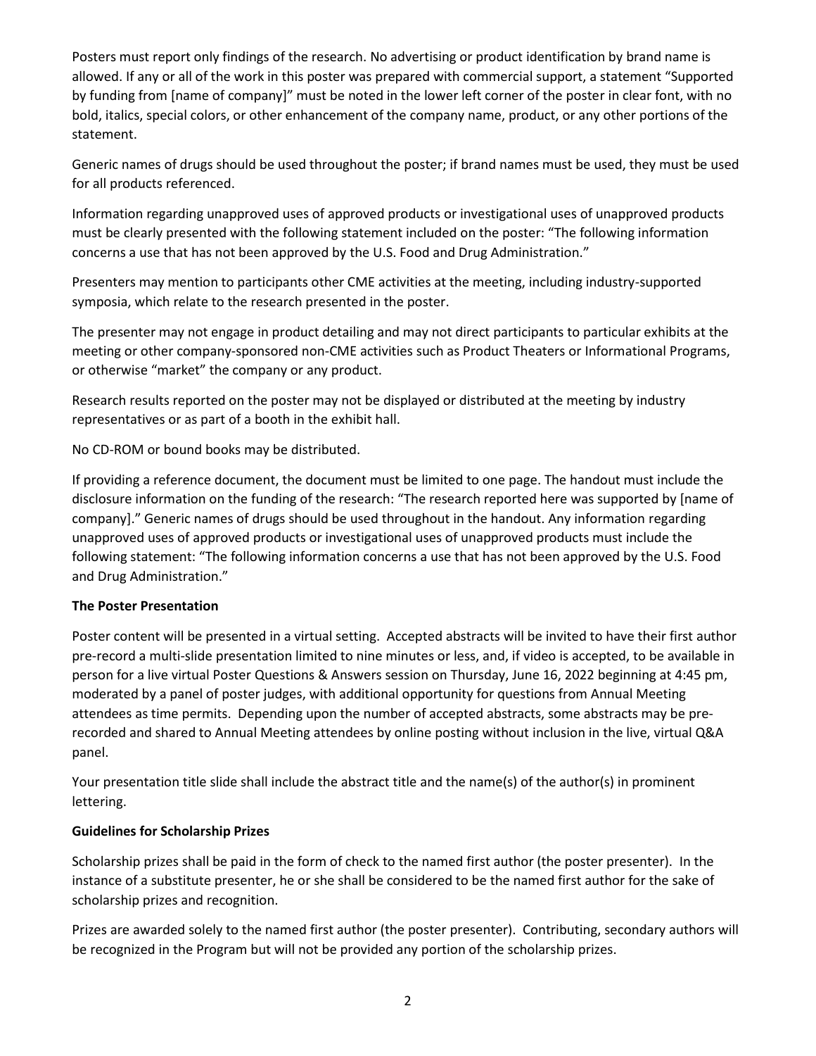Posters must report only findings of the research. No advertising or product identification by brand name is allowed. If any or all of the work in this poster was prepared with commercial support, a statement "Supported by funding from [name of company]" must be noted in the lower left corner of the poster in clear font, with no bold, italics, special colors, or other enhancement of the company name, product, or any other portions of the statement.

Generic names of drugs should be used throughout the poster; if brand names must be used, they must be used for all products referenced.

Information regarding unapproved uses of approved products or investigational uses of unapproved products must be clearly presented with the following statement included on the poster: "The following information concerns a use that has not been approved by the U.S. Food and Drug Administration."

Presenters may mention to participants other CME activities at the meeting, including industry-supported symposia, which relate to the research presented in the poster.

The presenter may not engage in product detailing and may not direct participants to particular exhibits at the meeting or other company-sponsored non-CME activities such as Product Theaters or Informational Programs, or otherwise "market" the company or any product.

Research results reported on the poster may not be displayed or distributed at the meeting by industry representatives or as part of a booth in the exhibit hall.

No CD-ROM or bound books may be distributed.

If providing a reference document, the document must be limited to one page. The handout must include the disclosure information on the funding of the research: "The research reported here was supported by [name of company]." Generic names of drugs should be used throughout in the handout. Any information regarding unapproved uses of approved products or investigational uses of unapproved products must include the following statement: "The following information concerns a use that has not been approved by the U.S. Food and Drug Administration."

**The Poster Presentation**

Poster content will be presented in a virtual setting. Accepted abstracts will be invited to have their first author pre-record a multi-slide presentation limited to nine minutes or less, and, if video is accepted, to be available in person for a live virtual Poster Questions & Answers session on Thursday, June 16, 2022 beginning at 4:45 pm, moderated by a panel of poster judges, with additional opportunity for questions from Annual Meeting attendees as time permits. Depending upon the number of accepted abstracts, some abstracts may be pre-recorded and shared to Annual Meeting attendees by online posting without inclusion in the live, virtual Q&A panel.

Your presentation title slide shall include the abstract title and the name(s) of the author(s) in prominent lettering.

**Guidelines for Scholarship Prizes**

Scholarship prizes shall be paid in the form of check to the named first author (the poster presenter). In the instance of a substitute presenter, he or she shall be considered to be the named first author for the sake of scholarship prizes and recognition.

Prizes are awarded solely to the named first author (the poster presenter). Contributing, secondary authors will be recognized in the Program but will not be provided any portion of the scholarship prizes.